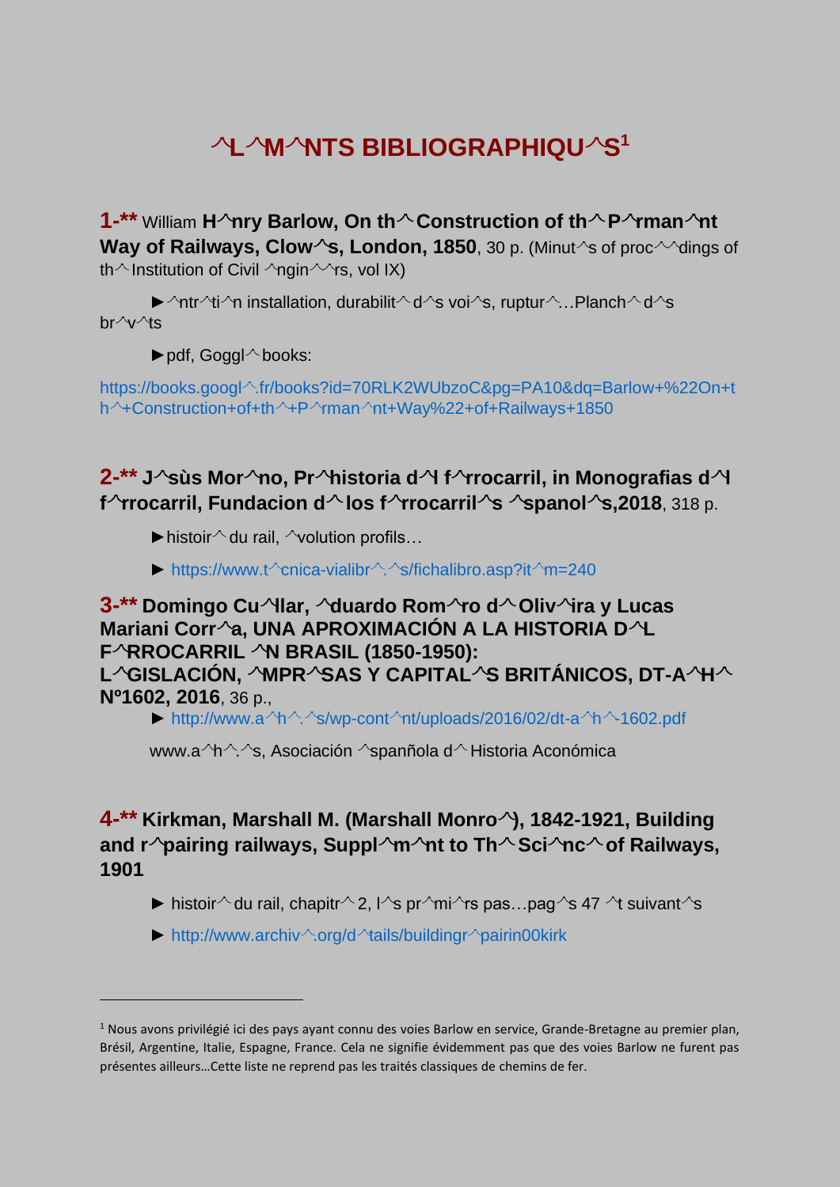# ^L^M^NTS BIBLIOGRAPHIQU^S[1]

**1-\*\*** William **H^nry Barlow, On th^ Construction of th^ P^rman^nt Way of Railways, Clow^s, London, 1850**, 30 p. (Minut^s of proc^^dings of th^ Institution of Civil ^ngin^^rs, vol IX)

► ^ntr^ti^n installation, durabilit^ d^s voi^s, ruptur^…Planch^ d^s br^v^ts

► pdf, Goggl^ books:

https://books.googl^.fr/books?id=70RLK2WUbzoC&pg=PA10&dq=Barlow+%22On+th^+Construction+of+th^+P^rman^nt+Way%22+of+Railways+1850

**2-\*\* J^sùs Mor^no, Pr^historia d^l f^rrocarril, in Monografias d^l f^rrocarril, Fundacion d^ los f^rrocarril^s ^spanol^s,2018**, 318 p.

► histoir^ du rail, ^volution profils…

► https://www.t^cnica-vialibr^.^s/fichalibro.asp?it^m=240

**3-\*\* Domingo Cu^llar, ^duardo Rom^ro d^ Oliv^ira y Lucas Mariani Corr^a, UNA APROXIMACIÓN A LA HISTORIA D^L F^RROCARRIL ^N BRASIL (1850-1950): L^GISLACIÓN, ^MPR^SAS Y CAPITAL^S BRITÁNICOS, DT-A^H^ Nº1602, 2016**, 36 p.,

► http://www.a^h^.^s/wp-cont^nt/uploads/2016/02/dt-a^h^-1602.pdf

www.a^h^.^s, Asociación ^spañola d^ Historia Aconómica

**4-\*\* Kirkman, Marshall M. (Marshall Monro^), 1842-1921, Building and r^pairing railways, Suppl^m^nt to Th^ Sci^nc^ of Railways, 1901**

► histoir^ du rail, chapitr^ 2, l^s pr^mi^rs pas…pag^s 47 ^t suivant^s

► http://www.archiv^.org/d^tails/buildingr^pairin00kirk

---

[1] Nous avons privilégié ici des pays ayant connu des voies Barlow en service, Grande-Bretagne au premier plan, Brésil, Argentine, Italie, Espagne, France. Cela ne signifie évidemment pas que des voies Barlow ne furent pas présentes ailleurs…Cette liste ne reprend pas les traités classiques de chemins de fer.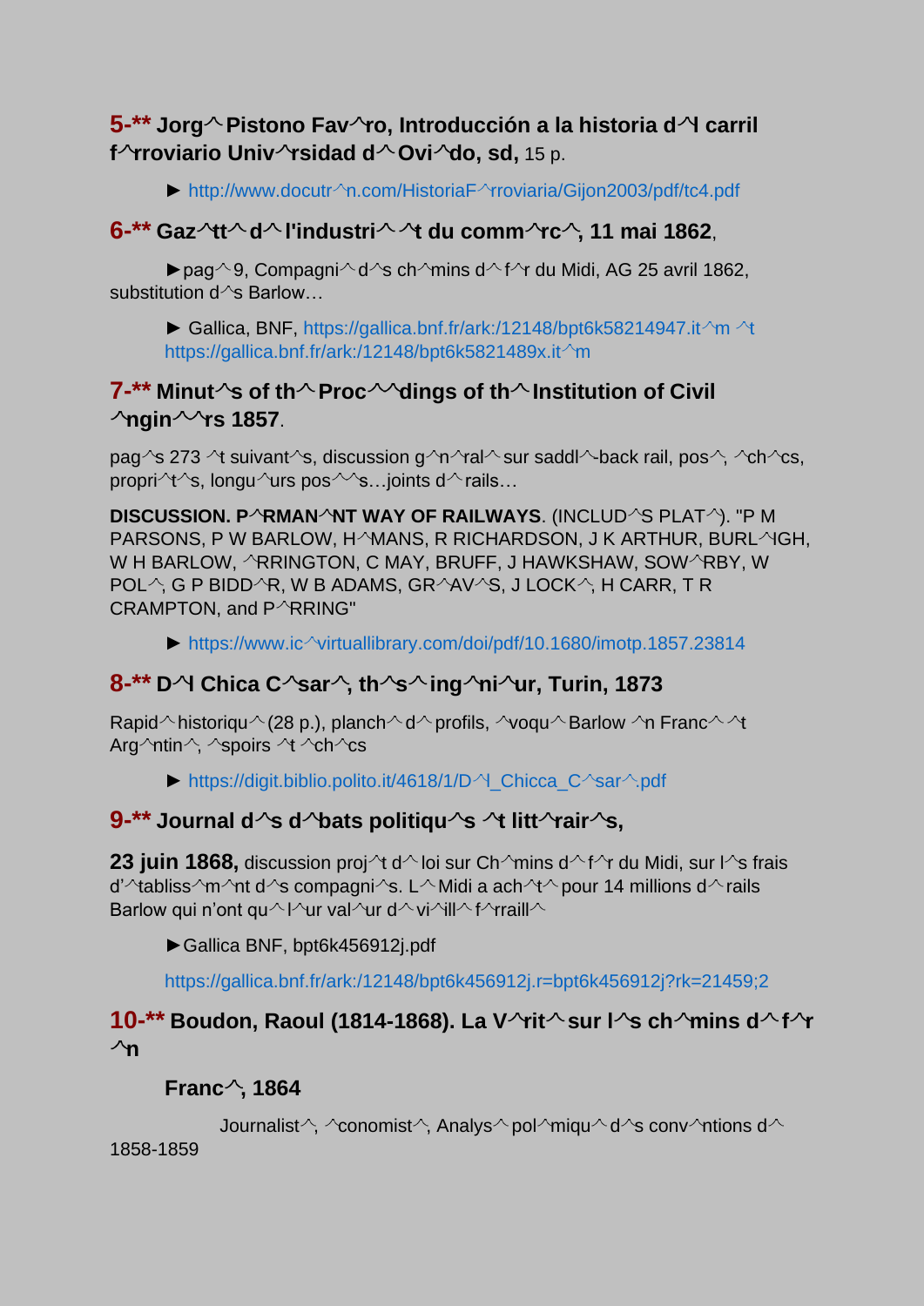**5-\*\* Jorg^ Pistono Fav^ro, Introducción a la historia d^l carril f^rroviario Univ^rsidad d^ Ovi^do, sd,** 15 p.

► http://www.docutr^n.com/HistoriaF^rroviaria/Gijon2003/pdf/tc4.pdf

**6-\*\* Gaz^tt^ d^ l'industri^ ^t du comm^rc^, 11 mai 1862**,

►pag^ 9, Compagni^ d^s ch^mins d^ f^r du Midi, AG 25 avril 1862, substitution d^s Barlow…

► Gallica, BNF, https://gallica.bnf.fr/ark:/12148/bpt6k58214947.it^m ^t https://gallica.bnf.fr/ark:/12148/bpt6k5821489x.it^m

**7-\*\* Minut^s of th^ Proc^^dings of th^ Institution of Civil ^ngin^^rs 1857**.

pag^s 273 ^t suivant^s, discussion g^n^ral^ sur saddl^-back rail, pos^, ^ch^cs, propri^t^s, longu^urs pos^^s…joints d^ rails…

**DISCUSSION. P^RMAN^NT WAY OF RAILWAYS**. (INCLUD^S PLAT^). "P M PARSONS, P W BARLOW, H^MANS, R RICHARDSON, J K ARTHUR, BURL^IGH, W H BARLOW, ^RRINGTON, C MAY, BRUFF, J HAWKSHAW, SOW^RBY, W POL^, G P BIDD^R, W B ADAMS, GR^AV^S, J LOCK^, H CARR, T R CRAMPTON, and P^RRING"

► https://www.ic^virtuallibrary.com/doi/pdf/10.1680/imotp.1857.23814

**8-\*\* D^l Chica C^sar^, th^s^ ing^ni^ur, Turin, 1873**

Rapid^ historiqu^ (28 p.), planch^ d^ profils, ^voqu^ Barlow ^n Franc^ ^t Arg^ntin^, ^spoirs ^t ^ch^cs

► https://digit.biblio.polito.it/4618/1/D^l_Chicca_C^sar^.pdf

**9-\*\* Journal d^s d^bats politiqu^s ^t litt^rair^s,**

**23 juin 1868,** discussion proj^t d^ loi sur Ch^mins d^ f^r du Midi, sur l^s frais d'^tabliss^m^nt d^s compagni^s. L^ Midi a ach^t^ pour 14 millions d^ rails Barlow qui n'ont qu^ l^ur val^ur d^ vi^ill^ f^rraill^

►Gallica BNF, bpt6k456912j.pdf

https://gallica.bnf.fr/ark:/12148/bpt6k456912j.r=bpt6k456912j?rk=21459;2

**10-\*\* Boudon, Raoul (1814-1868). La V^rit^ sur l^s ch^mins d^ f^r ^n**

**Franc^, 1864**

Journalist^, ^conomist^, Analys^ pol^miqu^ d^s conv^ntions d^ 1858-1859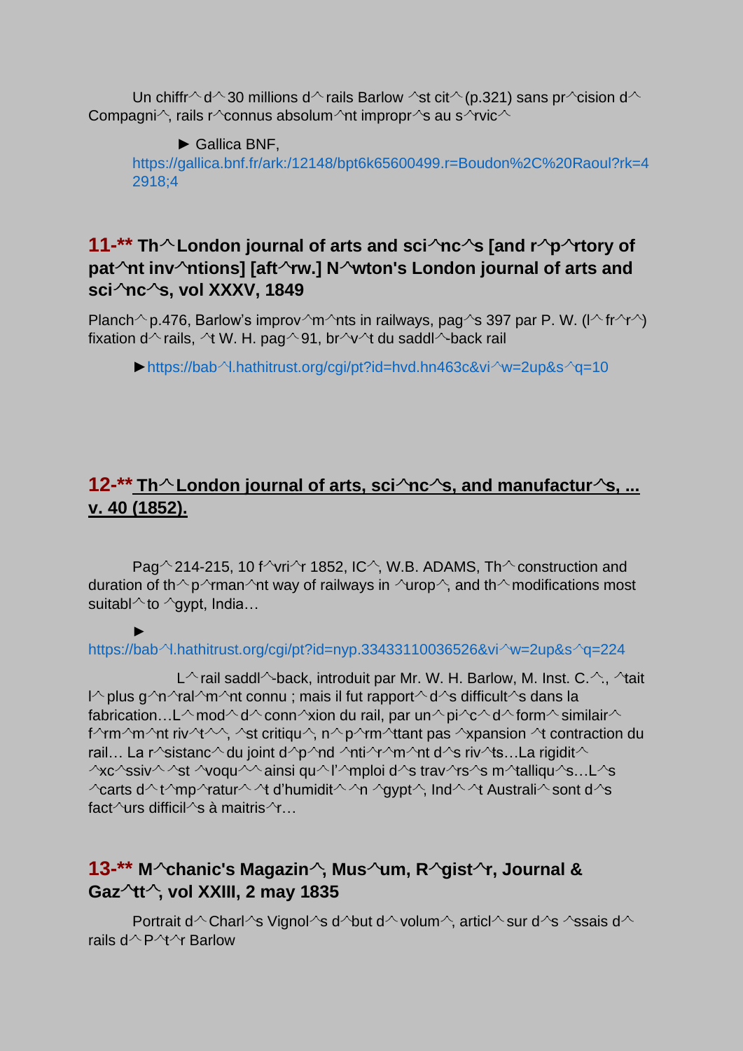Un chiffr^ d^ 30 millions d^ rails Barlow ^st cit^ (p.321) sans pr^cision d^ Compagni^, rails r^connus absolum^nt impropr^s au s^rvic^

► Gallica BNF, https://gallica.bnf.fr/ark:/12148/bpt6k65600499.r=Boudon%2C%20Raoul?rk=42918;4

## 11-** Th^ London journal of arts and sci^nc^s [and r^p^rtory of pat^nt inv^ntions] [aft^rw.] N^wton's London journal of arts and sci^nc^s, vol XXXV, 1849

Planch^ p.476, Barlow's improv^m^nts in railways, pag^s 397 par P. W. (l^ fr^r^) fixation d^ rails, ^t W. H. pag^ 91, br^v^t du saddl^-back rail

► https://bab^l.hathitrust.org/cgi/pt?id=hvd.hn463c&vi^w=2up&s^q=10

## 12-** Th^ London journal of arts, sci^nc^s, and manufactur^s, ... v. 40 (1852).

Pag^ 214-215, 10 f^vri^r 1852, IC^, W.B. ADAMS, Th^ construction and duration of th^ p^rman^nt way of railways in ^urop^, and th^ modifications most suitabl^ to ^gypt, India…

► https://bab^l.hathitrust.org/cgi/pt?id=nyp.33433110036526&vi^w=2up&s^q=224

L^ rail saddl^-back, introduit par Mr. W. H. Barlow, M. Inst. C.^., ^tait l^ plus g^n^ral^m^nt connu ; mais il fut rapport^ d^s difficult^s dans la fabrication…L^ mod^ d^ conn^xion du rail, par un^ pi^c^ d^ form^ similair^ f^rm^m^nt riv^t^^, ^st critiqu^, n^ p^rm^ttant pas ^xpansion ^t contraction du rail… La r^sistanc^ du joint d^p^nd ^nti^r^m^nt d^s riv^ts…La rigidit^ ^xc^ssiv^ ^st ^voqu^^ ainsi qu^ l'^mploi d^s trav^rs^s m^talliqu^s…L^s ^carts d^ t^mp^ratur^ ^t d'humidit^ ^n ^gypt^, Ind^ ^t Australi^ sont d^s fact^urs difficil^s à maitris^r…

## 13-** M^chanic's Magazin^, Mus^um, R^gist^r, Journal & Gaz^tt^, vol XXIII, 2 may 1835

Portrait d^ Charl^s Vignol^s d^but d^ volum^, articl^ sur d^s ^ssais d^ rails d^ P^t^r Barlow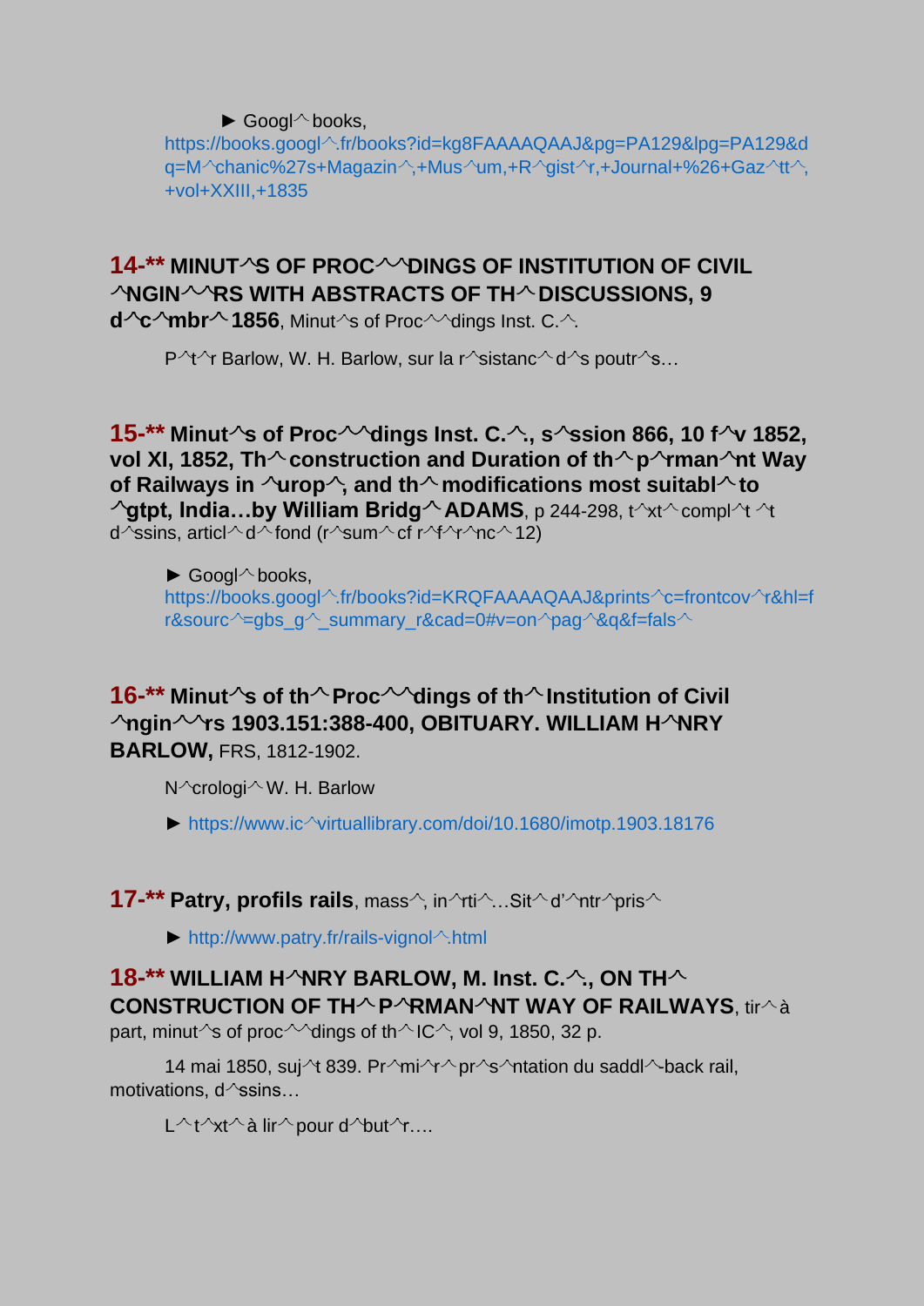► Googl^ books, https://books.googl^.fr/books?id=kg8FAAAAQAAJ&pg=PA129&lpg=PA129&dq=M^chanic%27s+Magazin^,+Mus^um,+R^gist^r,+Journal+%26+Gaz^tt^,+vol+XXIII,+1835

**14-\*\* MINUT^S OF PROC^^DINGS OF INSTITUTION OF CIVIL ^NGIN^^RS WITH ABSTRACTS OF TH^ DISCUSSIONS, 9 d^c^mbr^ 1856**, Minut^s of Proc^^dings Inst. C.^.

P^t^r Barlow, W. H. Barlow, sur la r^sistanc^ d^s poutr^s…

**15-\*\* Minut^s of Proc^^dings Inst. C.^., s^ssion 866, 10 f^v 1852, vol XI, 1852, Th^ construction and Duration of th^ p^rman^nt Way of Railways in ^urop^, and th^ modifications most suitabl^ to ^gtpt, India…by William Bridg^ ADAMS**, p 244-298, t^xt^ compl^t ^t d^ssins, articl^ d^ fond (r^sum^ cf r^f^r^nc^ 12)

► Googl^ books, https://books.googl^.fr/books?id=KRQFAAAAQAAJ&prints^c=frontcov^r&hl=fr&sourc^=gbs_g^_summary_r&cad=0#v=on^pag^&q&f=fals^

**16-\*\* Minut^s of th^ Proc^^dings of th^ Institution of Civil ^ngin^^rs 1903.151:388-400, OBITUARY. WILLIAM H^NRY BARLOW,** FRS, 1812-1902.

N^crologi^ W. H. Barlow

► https://www.ic^virtuallibrary.com/doi/10.1680/imotp.1903.18176

**17-\*\* Patry, profils rails**, mass^, in^rti^…Sit^ d'^ntr^pris^

► http://www.patry.fr/rails-vignol^.html

**18-\*\* WILLIAM H^NRY BARLOW, M. Inst. C.^., ON TH^ CONSTRUCTION OF TH^ P^RMAN^NT WAY OF RAILWAYS**, tir^ à part, minut^s of proc^^dings of th^ IC^, vol 9, 1850, 32 p.

14 mai 1850, suj^t 839. Pr^mi^r^ pr^s^ntation du saddl^-back rail, motivations, d^ssins…

L^ t^xt^ à lir^ pour d^but^r….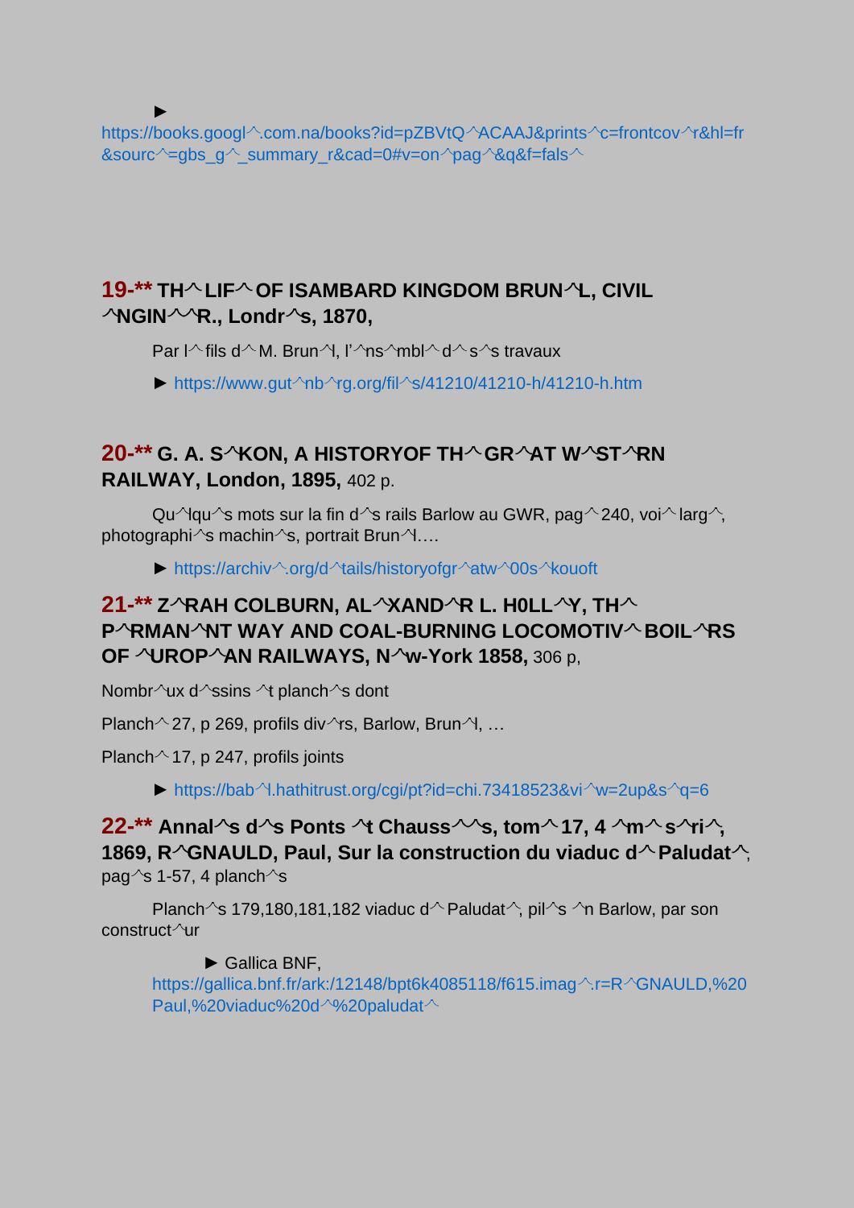►
https://books.googl^.com.na/books?id=pZBVtQ^ACAAJ&prints^c=frontcov^r&hl=fr&sourc^=gbs_g^_summary_r&cad=0#v=on^pag^&q&f=fals^

## 19-** TH^ LIF^ OF ISAMBARD KINGDOM BRUN^L, CIVIL ^NGIN^^R., Londr^s, 1870,

Par l^ fils d^ M. Brun^l, l'^ns^mbl^ d^ s^s travaux

► https://www.gut^nb^rg.org/fil^s/41210/41210-h/41210-h.htm

## 20-** G. A. S^KON, A HISTORYOF TH^ GR^AT W^ST^RN RAILWAY, London, 1895, 402 p.

Qu^lqu^s mots sur la fin d^s rails Barlow au GWR, pag^ 240, voi^ larg^, photographi^s machin^s, portrait Brun^l….

► https://archiv^.org/d^tails/historyofgr^atw^00s^kouoft

## 21-** Z^RAH COLBURN, AL^XAND^R L. H0LL^Y, TH^ P^RMAN^NT WAY AND COAL-BURNING LOCOMOTIV^ BOIL^RS OF ^UROP^AN RAILWAYS, N^w-York 1858, 306 p,

Nombr^ux d^ssins ^t planch^s dont

Planch^ 27, p 269, profils div^rs, Barlow, Brun^l, …

Planch^ 17, p 247, profils joints

► https://bab^l.hathitrust.org/cgi/pt?id=chi.73418523&vi^w=2up&s^q=6

## 22-** Annal^s d^s Ponts ^t Chauss^^s, tom^ 17, 4 ^m^ s^ri^, 1869, R^GNAULD, Paul, Sur la construction du viaduc d^ Paludat^, pag^s 1-57, 4 planch^s

Planch^s 179,180,181,182 viaduc d^ Paludat^, pil^s ^n Barlow, par son construct^ur

► Gallica BNF, https://gallica.bnf.fr/ark:/12148/bpt6k4085118/f615.imag^.r=R^GNAULD,%20Paul,%20viaduc%20d^%20paludat^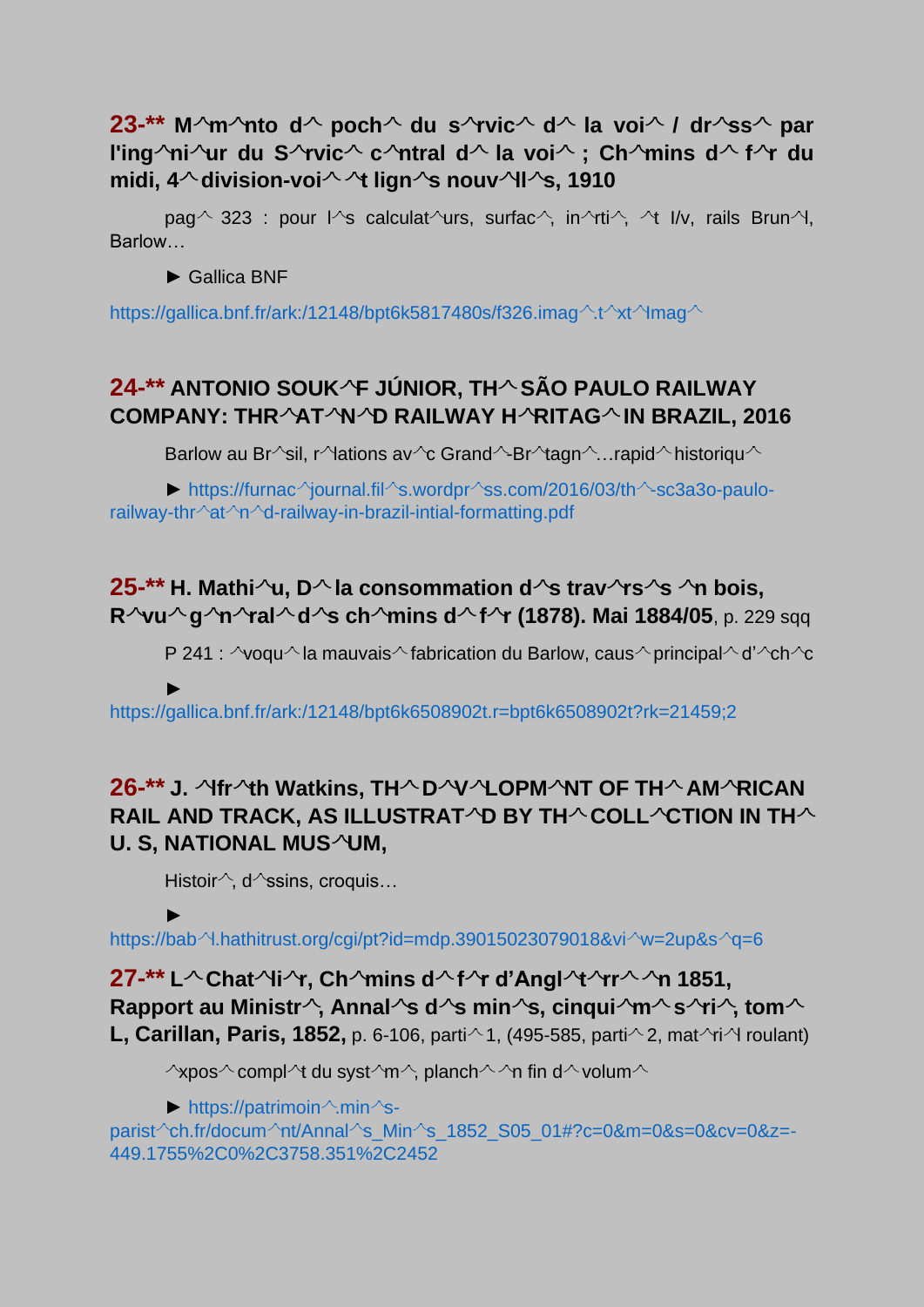**23-** M^m^nto d^ poch^ du s^rvic^ d^ la voi^ / dr^ss^ par l'ing^ni^ur du S^rvic^ c^ntral d^ la voi^ ; Ch^mins d^ f^r du midi, 4^division-voi^ ^t lign^s nouv^ll^s, 1910**

pag^ 323 : pour l^s calculat^urs, surfac^, in^rti^, ^t I/v, rails Brun^l, Barlow…

► Gallica BNF

https://gallica.bnf.fr/ark:/12148/bpt6k5817480s/f326.imag^.t^xt^Imag^

**24-** ANTONIO SOUK^F JÚNIOR, TH^SÃO PAULO RAILWAY COMPANY: THR^AT^N^D RAILWAY H^RITAG^IN BRAZIL, 2016**

Barlow au Br^sil, r^lations av^c Grand^-Br^tagn^…rapid^ historiqu^

► https://furnac^journal.fil^s.wordpr^ss.com/2016/03/th^-sc3a3o-paulo-railway-thr^at^n^d-railway-in-brazil-intial-formatting.pdf

**25-** H. Mathi^u, D^la consommation d^s trav^rs^s ^n bois, R^vu^g^n^ral^d^s ch^mins d^f^r (1878). Mai 1884/05**, p. 229 sqq

P 241 : ^voqu^ la mauvais^ fabrication du Barlow, caus^ principal^ d'^ch^c

►
https://gallica.bnf.fr/ark:/12148/bpt6k6508902t.r=bpt6k6508902t?rk=21459;2

**26-** J. ^lfr^th Watkins, TH^D^V^LOPM^NT OF TH^AM^RICAN RAIL AND TRACK, AS ILLUSTRAT^D BY TH^COLL^CTION IN TH^ U. S, NATIONAL MUS^UM,**

Histoir^, d^ssins, croquis…

►
https://bab^l.hathitrust.org/cgi/pt?id=mdp.39015023079018&vi^w=2up&s^q=6

**27-** L^Chat^li^r, Ch^mins d^f^r d'Angl^t^rr^ ^n 1851, Rapport au Ministr^, Annal^s d^s min^s, cinqui^m^ s^ri^, tom^ L, Carillan, Paris, 1852,** p. 6-106, parti^1, (495-585, parti^2, mat^ri^l roulant)

^xpos^ compl^t du syst^m^, planch^ ^n fin d^volum^

► https://patrimoin^.min^s-parist^ch.fr/docum^nt/Annal^s_Min^s_1852_S05_01#?c=0&m=0&s=0&cv=0&z=-449.1755%2C0%2C3758.351%2C2452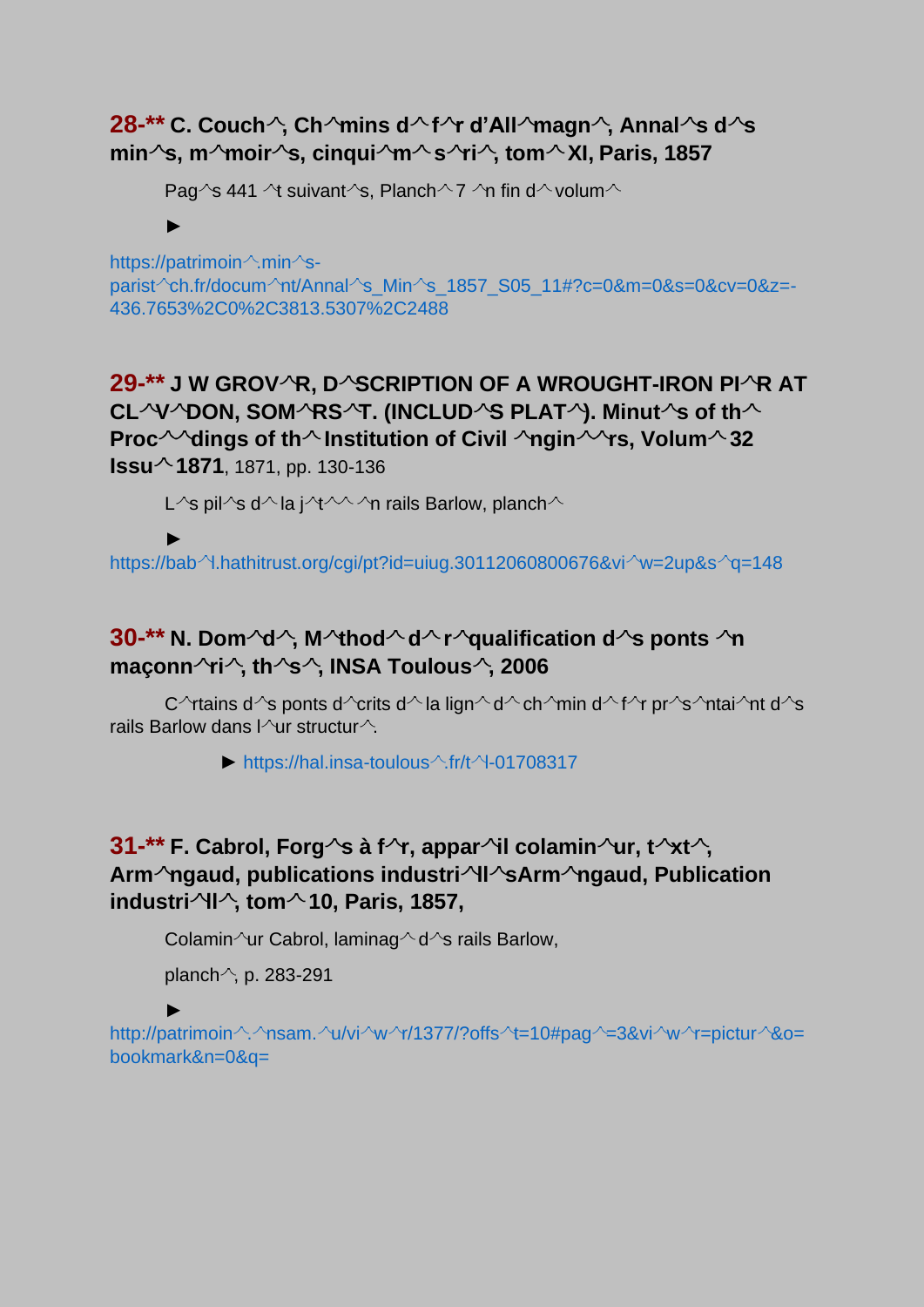## 28-** C. Couch^, Ch^mins d^f^r d'All^magn^, Annal^s d^s min^s, m^moir^s, cinqui^m^ s^ri^, tom^ XI, Paris, 1857

Pag^s 441 ^t suivant^s, Planch^ 7 ^n fin d^ volum^

► https://patrimoin^.min^s-parist^ch.fr/docum^nt/Annal^s_Min^s_1857_S05_11#?c=0&m=0&s=0&cv=0&z=-436.7653%2C0%2C3813.5307%2C2488

## 29-** J W GROV^R, D^SCRIPTION OF A WROUGHT-IRON PI^R AT CL^V^DON, SOM^RS^T. (INCLUD^S PLAT^). Minut^s of th^ Proc^^dings of th^ Institution of Civil ^ngin^^rs, Volum^ 32 Issu^ 1871, 1871, pp. 130-136

L^s pil^s d^ la j^t^^ ^n rails Barlow, planch^

► https://bab^l.hathitrust.org/cgi/pt?id=uiug.30112060800676&vi^w=2up&s^q=148

## 30-** N. Dom^d^, M^thod^ d^ r^qualification d^s ponts ^n maçonn^ri^, th^s^, INSA Toulous^, 2006

C^rtains d^s ponts d^crits d^ la lign^ d^ ch^min d^ f^r pr^s^ntai^nt d^s rails Barlow dans l^ur structur^.

► https://hal.insa-toulous^.fr/t^l-01708317

## 31-** F. Cabrol, Forg^s à f^r, appar^il colamin^ur, t^xt^, Arm^ngaud, publications industri^ll^sArm^ngaud, Publication industri^ll^, tom^ 10, Paris, 1857,

Colamin^ur Cabrol, laminag^ d^s rails Barlow,

planch^, p. 283-291

► http://patrimoin^.^nsam.^u/vi^w^r/1377/?offs^t=10#pag^=3&vi^w^r=pictur^&o=bookmark&n=0&q=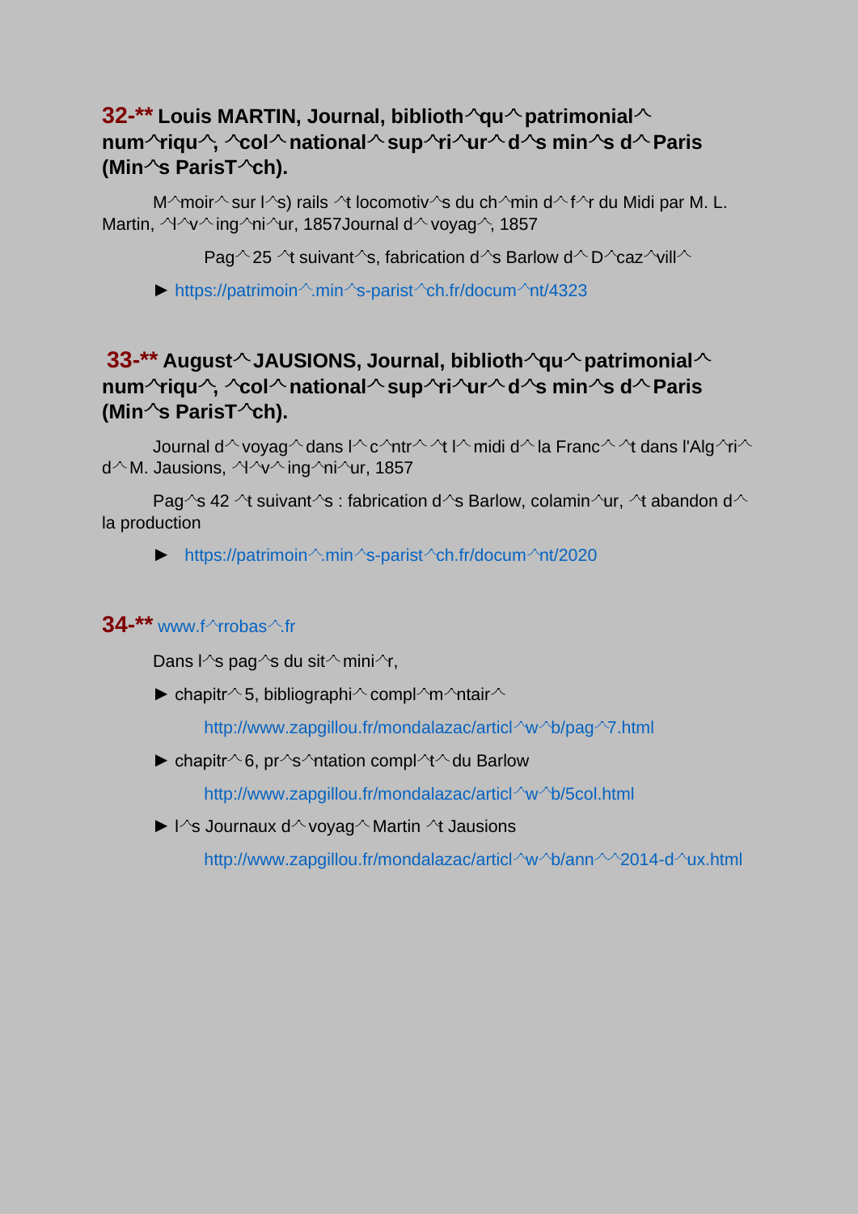## 32-** Louis MARTIN, Journal, biblioth^qu^ patrimonial^ num^riqu^, ^col^ national^ sup^ri^ur^ d^s min^s d^ Paris (Min^s ParisT^ch).

M^moir^ sur l^s) rails ^t locomotiv^s du ch^min d^ f^r du Midi par M. L. Martin, ^l^v^ ing^ni^ur, 1857Journal d^ voyag^, 1857

Pag^ 25 ^t suivant^s, fabrication d^s Barlow d^ D^caz^vill^

► https://patrimoin^.min^s-parist^ch.fr/docum^nt/4323

## 33-** August^ JAUSIONS, Journal, biblioth^qu^ patrimonial^ num^riqu^, ^col^ national^ sup^ri^ur^ d^s min^s d^ Paris (Min^s ParisT^ch).

Journal d^ voyag^ dans l^ c^ntr^ ^t l^ midi d^ la Franc^ ^t dans l'Alg^ri^ d^ M. Jausions, ^l^v^ ing^ni^ur, 1857

Pag^s 42 ^t suivant^s : fabrication d^s Barlow, colamin^ur, ^t abandon d^ la production

► https://patrimoin^.min^s-parist^ch.fr/docum^nt/2020

## 34-** www.f^rrobas^.fr

Dans l^s pag^s du sit^ mini^r,

► chapitr^ 5, bibliographi^ compl^m^ntair^

http://www.zapgillou.fr/mondalazac/articl^w^b/pag^7.html

► chapitr^ 6, pr^s^ntation compl^t^ du Barlow

http://www.zapgillou.fr/mondalazac/articl^w^b/5col.html

► l^s Journaux d^ voyag^ Martin ^t Jausions

http://www.zapgillou.fr/mondalazac/articl^w^b/ann^^2014-d^ux.html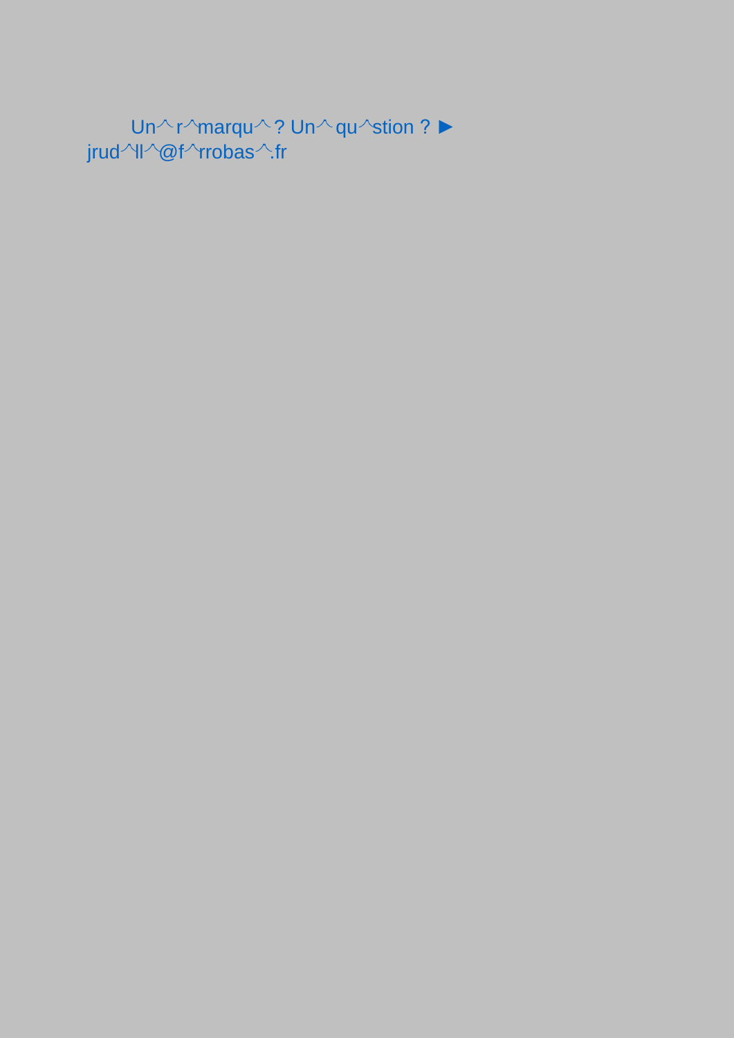Une remarque ? Une question ? ► jrudelle@ferrobase.fr